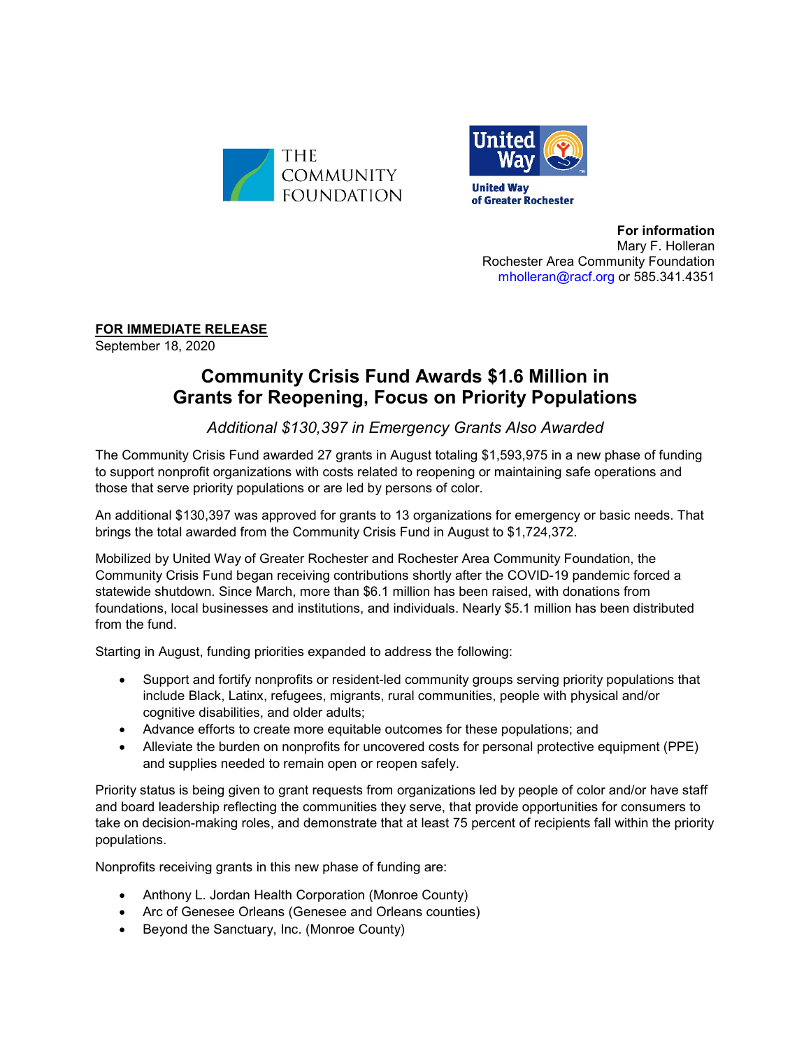THE COMMUNITY FOUNDATION

United Way of Greater Rochester

**For information**
Mary F. Holleran
Rochester Area Community Foundation
mholleran@racf.org or 585.341.4351

**FOR IMMEDIATE RELEASE**
September 18, 2020

# Community Crisis Fund Awards $1.6 Million in Grants for Reopening, Focus on Priority Populations

*Additional $130,397 in Emergency Grants Also Awarded*

The Community Crisis Fund awarded 27 grants in August totaling $1,593,975 in a new phase of funding to support nonprofit organizations with costs related to reopening or maintaining safe operations and those that serve priority populations or are led by persons of color.

An additional $130,397 was approved for grants to 13 organizations for emergency or basic needs. That brings the total awarded from the Community Crisis Fund in August to $1,724,372.

Mobilized by United Way of Greater Rochester and Rochester Area Community Foundation, the Community Crisis Fund began receiving contributions shortly after the COVID-19 pandemic forced a statewide shutdown. Since March, more than $6.1 million has been raised, with donations from foundations, local businesses and institutions, and individuals. Nearly $5.1 million has been distributed from the fund.

Starting in August, funding priorities expanded to address the following:

- Support and fortify nonprofits or resident-led community groups serving priority populations that include Black, Latinx, refugees, migrants, rural communities, people with physical and/or cognitive disabilities, and older adults;
- Advance efforts to create more equitable outcomes for these populations; and
- Alleviate the burden on nonprofits for uncovered costs for personal protective equipment (PPE) and supplies needed to remain open or reopen safely.

Priority status is being given to grant requests from organizations led by people of color and/or have staff and board leadership reflecting the communities they serve, that provide opportunities for consumers to take on decision-making roles, and demonstrate that at least 75 percent of recipients fall within the priority populations.

Nonprofits receiving grants in this new phase of funding are:

- Anthony L. Jordan Health Corporation (Monroe County)
- Arc of Genesee Orleans (Genesee and Orleans counties)
- Beyond the Sanctuary, Inc. (Monroe County)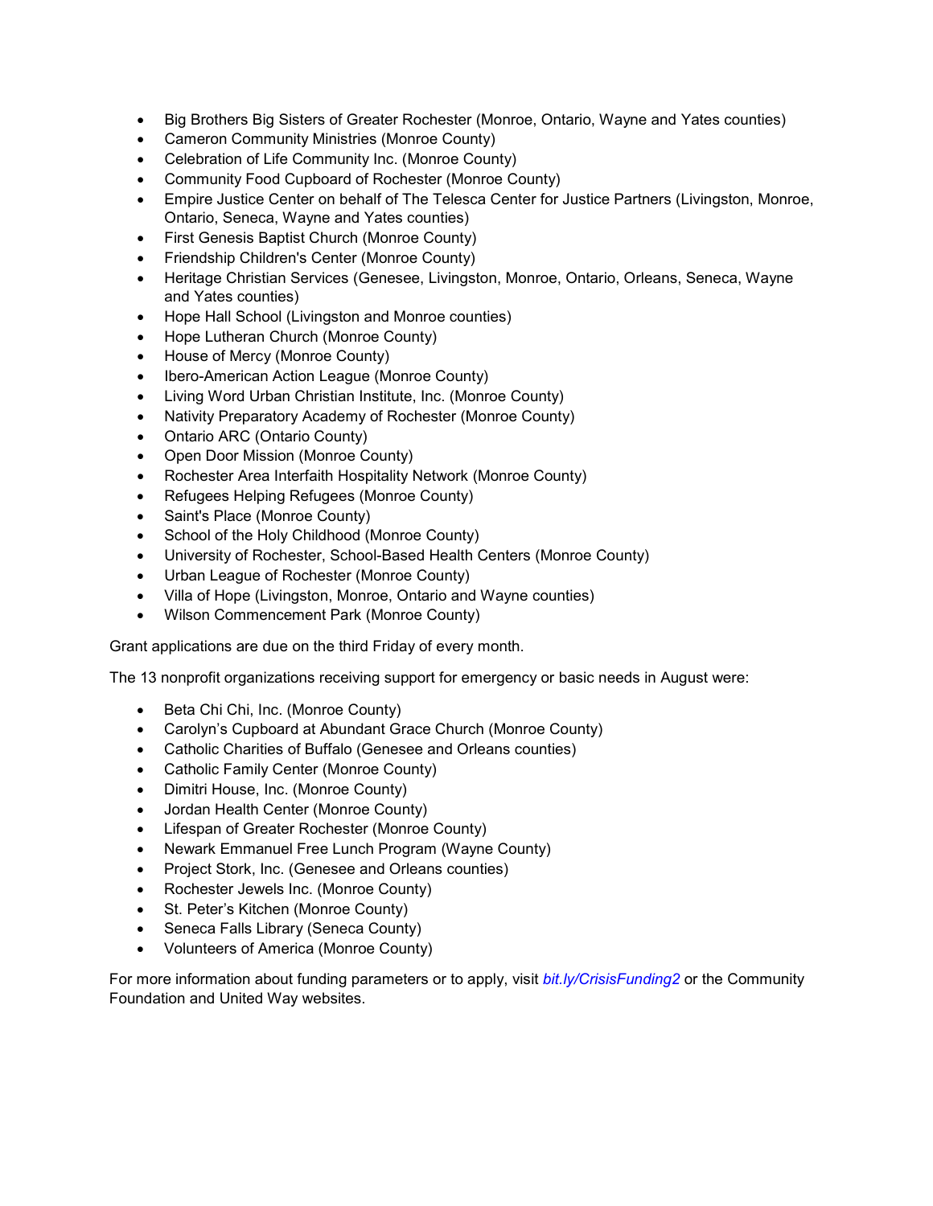- Big Brothers Big Sisters of Greater Rochester (Monroe, Ontario, Wayne and Yates counties)
- Cameron Community Ministries (Monroe County)
- Celebration of Life Community Inc. (Monroe County)
- Community Food Cupboard of Rochester (Monroe County)
- Empire Justice Center on behalf of The Telesca Center for Justice Partners (Livingston, Monroe, Ontario, Seneca, Wayne and Yates counties)
- First Genesis Baptist Church (Monroe County)
- Friendship Children's Center (Monroe County)
- Heritage Christian Services (Genesee, Livingston, Monroe, Ontario, Orleans, Seneca, Wayne and Yates counties)
- Hope Hall School (Livingston and Monroe counties)
- Hope Lutheran Church (Monroe County)
- House of Mercy (Monroe County)
- Ibero-American Action League (Monroe County)
- Living Word Urban Christian Institute, Inc. (Monroe County)
- Nativity Preparatory Academy of Rochester (Monroe County)
- Ontario ARC (Ontario County)
- Open Door Mission (Monroe County)
- Rochester Area Interfaith Hospitality Network (Monroe County)
- Refugees Helping Refugees (Monroe County)
- Saint's Place (Monroe County)
- School of the Holy Childhood (Monroe County)
- University of Rochester, School-Based Health Centers (Monroe County)
- Urban League of Rochester (Monroe County)
- Villa of Hope (Livingston, Monroe, Ontario and Wayne counties)
- Wilson Commencement Park (Monroe County)

Grant applications are due on the third Friday of every month.

The 13 nonprofit organizations receiving support for emergency or basic needs in August were:

- Beta Chi Chi, Inc. (Monroe County)
- Carolyn's Cupboard at Abundant Grace Church (Monroe County)
- Catholic Charities of Buffalo (Genesee and Orleans counties)
- Catholic Family Center (Monroe County)
- Dimitri House, Inc. (Monroe County)
- Jordan Health Center (Monroe County)
- Lifespan of Greater Rochester (Monroe County)
- Newark Emmanuel Free Lunch Program (Wayne County)
- Project Stork, Inc. (Genesee and Orleans counties)
- Rochester Jewels Inc. (Monroe County)
- St. Peter's Kitchen (Monroe County)
- Seneca Falls Library (Seneca County)
- Volunteers of America (Monroe County)

For more information about funding parameters or to apply, visit *bit.ly/CrisisFunding2* or the Community Foundation and United Way websites.